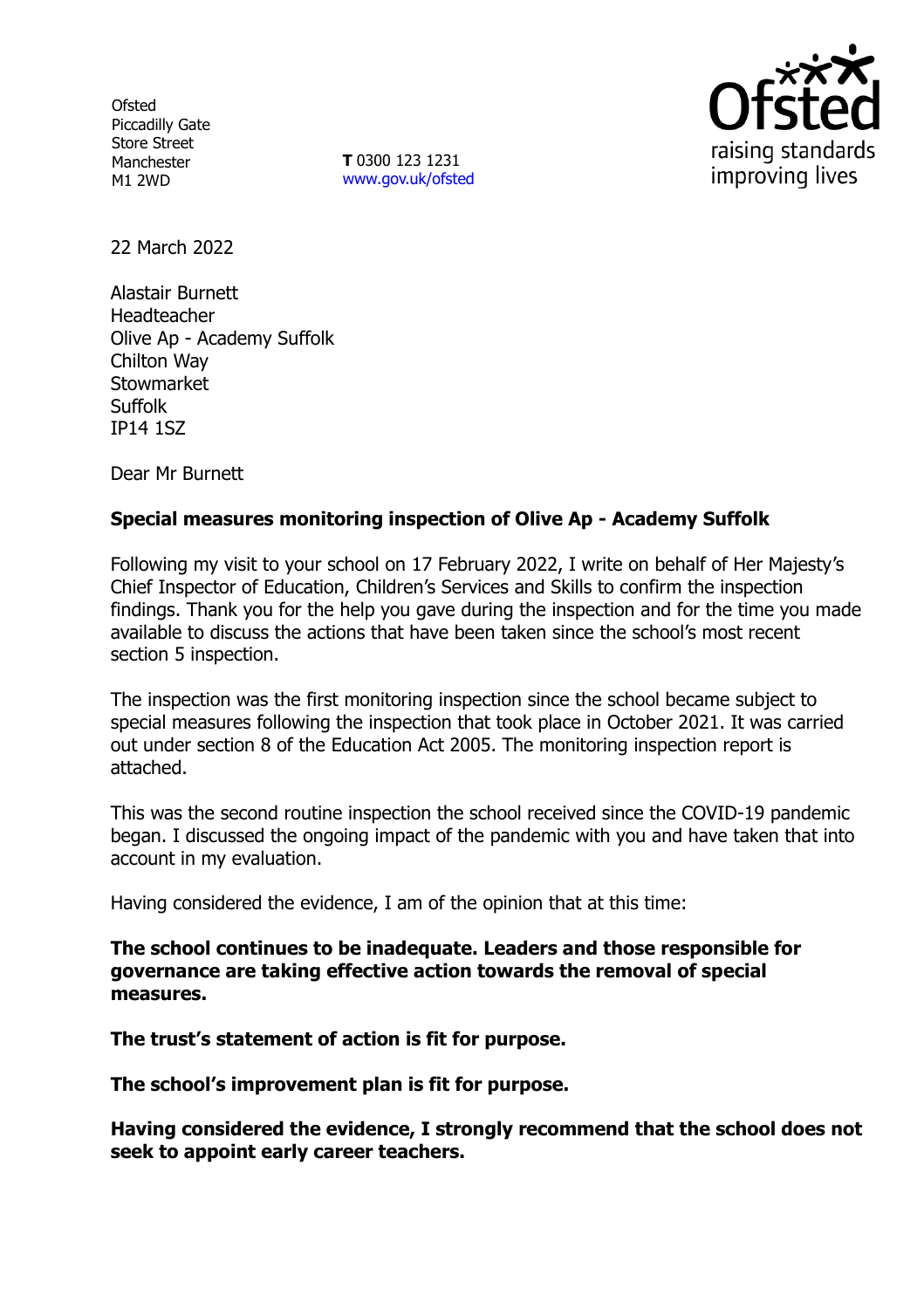Ofsted
Piccadilly Gate
Store Street
Manchester
M1 2WD

**T** 0300 123 1231
www.gov.uk/ofsted

22 March 2022

Alastair Burnett
Headteacher
Olive Ap - Academy Suffolk
Chilton Way
Stowmarket
Suffolk
IP14 1SZ

Dear Mr Burnett

**Special measures monitoring inspection of Olive Ap - Academy Suffolk**

Following my visit to your school on 17 February 2022, I write on behalf of Her Majesty's Chief Inspector of Education, Children's Services and Skills to confirm the inspection findings. Thank you for the help you gave during the inspection and for the time you made available to discuss the actions that have been taken since the school's most recent section 5 inspection.

The inspection was the first monitoring inspection since the school became subject to special measures following the inspection that took place in October 2021. It was carried out under section 8 of the Education Act 2005. The monitoring inspection report is attached.

This was the second routine inspection the school received since the COVID-19 pandemic began. I discussed the ongoing impact of the pandemic with you and have taken that into account in my evaluation.

Having considered the evidence, I am of the opinion that at this time:

**The school continues to be inadequate. Leaders and those responsible for governance are taking effective action towards the removal of special measures.**

**The trust's statement of action is fit for purpose.**

**The school's improvement plan is fit for purpose.**

**Having considered the evidence, I strongly recommend that the school does not seek to appoint early career teachers.**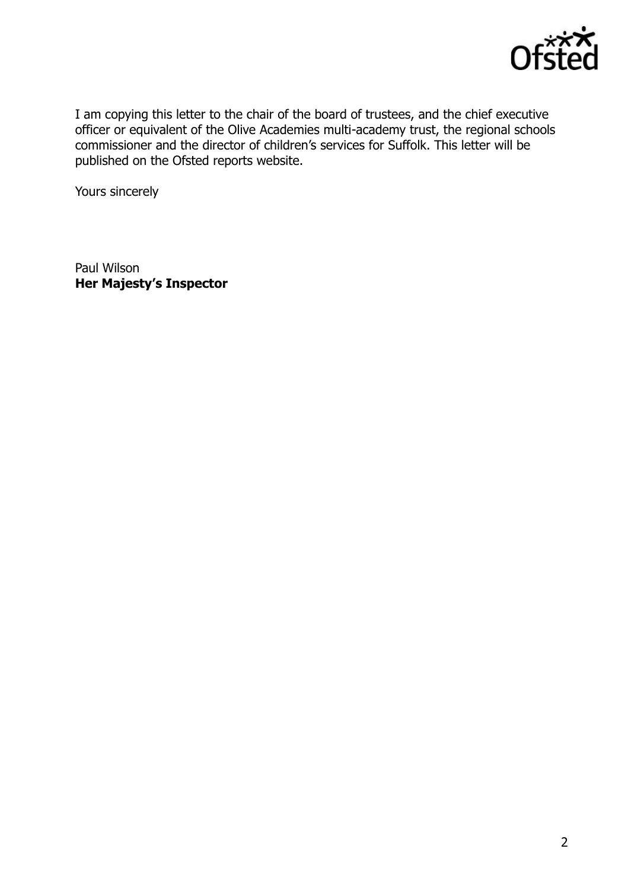I am copying this letter to the chair of the board of trustees, and the chief executive officer or equivalent of the Olive Academies multi-academy trust, the regional schools commissioner and the director of children's services for Suffolk. This letter will be published on the Ofsted reports website.

Yours sincerely

Paul Wilson
**Her Majesty's Inspector**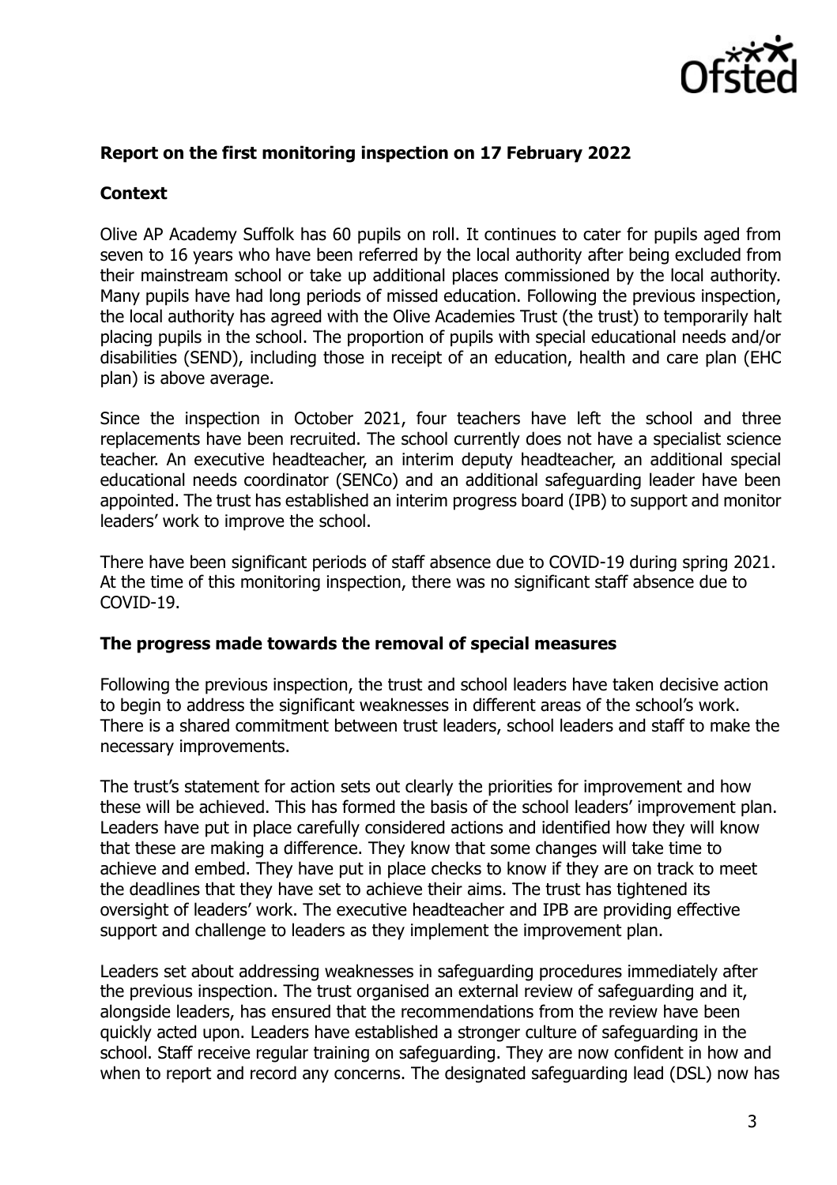### Report on the first monitoring inspection on 17 February 2022

### Context

Olive AP Academy Suffolk has 60 pupils on roll. It continues to cater for pupils aged from seven to 16 years who have been referred by the local authority after being excluded from their mainstream school or take up additional places commissioned by the local authority. Many pupils have had long periods of missed education. Following the previous inspection, the local authority has agreed with the Olive Academies Trust (the trust) to temporarily halt placing pupils in the school. The proportion of pupils with special educational needs and/or disabilities (SEND), including those in receipt of an education, health and care plan (EHC plan) is above average.

Since the inspection in October 2021, four teachers have left the school and three replacements have been recruited. The school currently does not have a specialist science teacher. An executive headteacher, an interim deputy headteacher, an additional special educational needs coordinator (SENCo) and an additional safeguarding leader have been appointed. The trust has established an interim progress board (IPB) to support and monitor leaders' work to improve the school.

There have been significant periods of staff absence due to COVID-19 during spring 2021. At the time of this monitoring inspection, there was no significant staff absence due to COVID-19.

### The progress made towards the removal of special measures

Following the previous inspection, the trust and school leaders have taken decisive action to begin to address the significant weaknesses in different areas of the school's work. There is a shared commitment between trust leaders, school leaders and staff to make the necessary improvements.

The trust's statement for action sets out clearly the priorities for improvement and how these will be achieved. This has formed the basis of the school leaders' improvement plan. Leaders have put in place carefully considered actions and identified how they will know that these are making a difference. They know that some changes will take time to achieve and embed. They have put in place checks to know if they are on track to meet the deadlines that they have set to achieve their aims. The trust has tightened its oversight of leaders' work. The executive headteacher and IPB are providing effective support and challenge to leaders as they implement the improvement plan.

Leaders set about addressing weaknesses in safeguarding procedures immediately after the previous inspection. The trust organised an external review of safeguarding and it, alongside leaders, has ensured that the recommendations from the review have been quickly acted upon. Leaders have established a stronger culture of safeguarding in the school. Staff receive regular training on safeguarding. They are now confident in how and when to report and record any concerns. The designated safeguarding lead (DSL) now has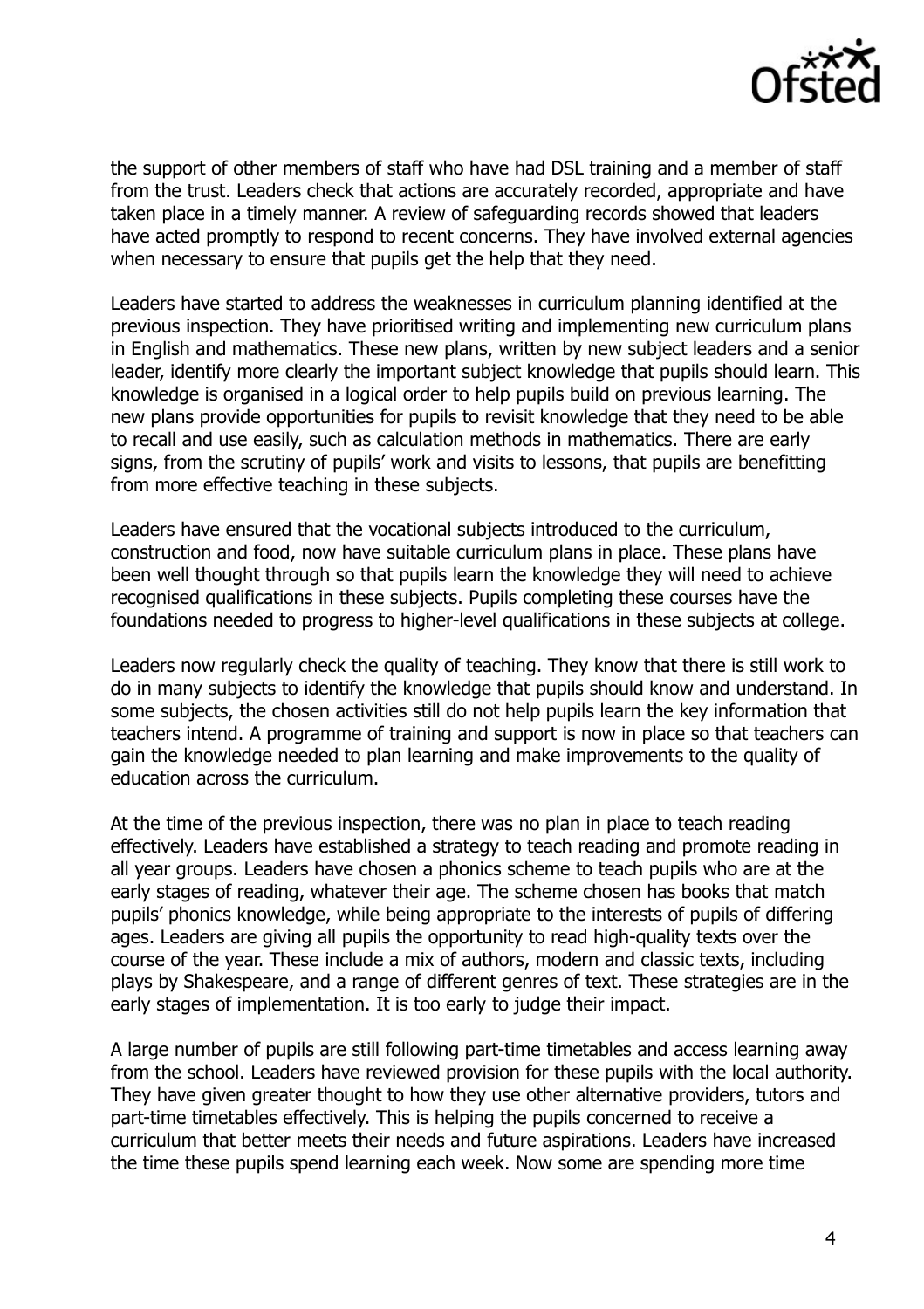the support of other members of staff who have had DSL training and a member of staff from the trust. Leaders check that actions are accurately recorded, appropriate and have taken place in a timely manner. A review of safeguarding records showed that leaders have acted promptly to respond to recent concerns. They have involved external agencies when necessary to ensure that pupils get the help that they need.

Leaders have started to address the weaknesses in curriculum planning identified at the previous inspection. They have prioritised writing and implementing new curriculum plans in English and mathematics. These new plans, written by new subject leaders and a senior leader, identify more clearly the important subject knowledge that pupils should learn. This knowledge is organised in a logical order to help pupils build on previous learning. The new plans provide opportunities for pupils to revisit knowledge that they need to be able to recall and use easily, such as calculation methods in mathematics. There are early signs, from the scrutiny of pupils' work and visits to lessons, that pupils are benefitting from more effective teaching in these subjects.

Leaders have ensured that the vocational subjects introduced to the curriculum, construction and food, now have suitable curriculum plans in place. These plans have been well thought through so that pupils learn the knowledge they will need to achieve recognised qualifications in these subjects. Pupils completing these courses have the foundations needed to progress to higher-level qualifications in these subjects at college.

Leaders now regularly check the quality of teaching. They know that there is still work to do in many subjects to identify the knowledge that pupils should know and understand. In some subjects, the chosen activities still do not help pupils learn the key information that teachers intend. A programme of training and support is now in place so that teachers can gain the knowledge needed to plan learning and make improvements to the quality of education across the curriculum.

At the time of the previous inspection, there was no plan in place to teach reading effectively. Leaders have established a strategy to teach reading and promote reading in all year groups. Leaders have chosen a phonics scheme to teach pupils who are at the early stages of reading, whatever their age. The scheme chosen has books that match pupils' phonics knowledge, while being appropriate to the interests of pupils of differing ages. Leaders are giving all pupils the opportunity to read high-quality texts over the course of the year. These include a mix of authors, modern and classic texts, including plays by Shakespeare, and a range of different genres of text. These strategies are in the early stages of implementation. It is too early to judge their impact.

A large number of pupils are still following part-time timetables and access learning away from the school. Leaders have reviewed provision for these pupils with the local authority. They have given greater thought to how they use other alternative providers, tutors and part-time timetables effectively. This is helping the pupils concerned to receive a curriculum that better meets their needs and future aspirations. Leaders have increased the time these pupils spend learning each week. Now some are spending more time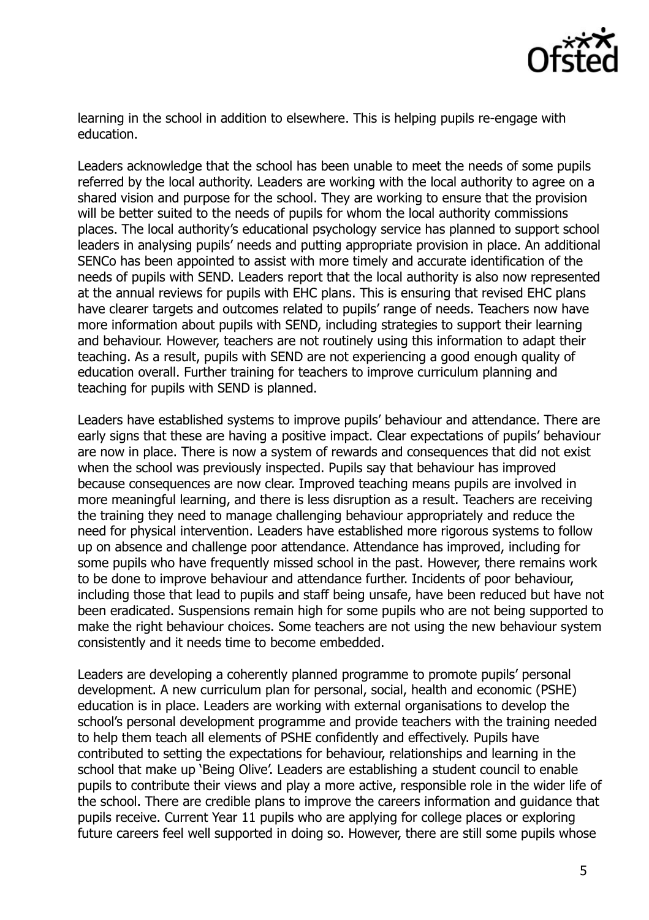learning in the school in addition to elsewhere. This is helping pupils re-engage with education.

Leaders acknowledge that the school has been unable to meet the needs of some pupils referred by the local authority. Leaders are working with the local authority to agree on a shared vision and purpose for the school. They are working to ensure that the provision will be better suited to the needs of pupils for whom the local authority commissions places. The local authority's educational psychology service has planned to support school leaders in analysing pupils' needs and putting appropriate provision in place. An additional SENCo has been appointed to assist with more timely and accurate identification of the needs of pupils with SEND. Leaders report that the local authority is also now represented at the annual reviews for pupils with EHC plans. This is ensuring that revised EHC plans have clearer targets and outcomes related to pupils' range of needs. Teachers now have more information about pupils with SEND, including strategies to support their learning and behaviour. However, teachers are not routinely using this information to adapt their teaching. As a result, pupils with SEND are not experiencing a good enough quality of education overall. Further training for teachers to improve curriculum planning and teaching for pupils with SEND is planned.

Leaders have established systems to improve pupils' behaviour and attendance. There are early signs that these are having a positive impact. Clear expectations of pupils' behaviour are now in place. There is now a system of rewards and consequences that did not exist when the school was previously inspected. Pupils say that behaviour has improved because consequences are now clear. Improved teaching means pupils are involved in more meaningful learning, and there is less disruption as a result. Teachers are receiving the training they need to manage challenging behaviour appropriately and reduce the need for physical intervention. Leaders have established more rigorous systems to follow up on absence and challenge poor attendance. Attendance has improved, including for some pupils who have frequently missed school in the past. However, there remains work to be done to improve behaviour and attendance further. Incidents of poor behaviour, including those that lead to pupils and staff being unsafe, have been reduced but have not been eradicated. Suspensions remain high for some pupils who are not being supported to make the right behaviour choices. Some teachers are not using the new behaviour system consistently and it needs time to become embedded.

Leaders are developing a coherently planned programme to promote pupils' personal development. A new curriculum plan for personal, social, health and economic (PSHE) education is in place. Leaders are working with external organisations to develop the school's personal development programme and provide teachers with the training needed to help them teach all elements of PSHE confidently and effectively. Pupils have contributed to setting the expectations for behaviour, relationships and learning in the school that make up 'Being Olive'. Leaders are establishing a student council to enable pupils to contribute their views and play a more active, responsible role in the wider life of the school. There are credible plans to improve the careers information and guidance that pupils receive. Current Year 11 pupils who are applying for college places or exploring future careers feel well supported in doing so. However, there are still some pupils whose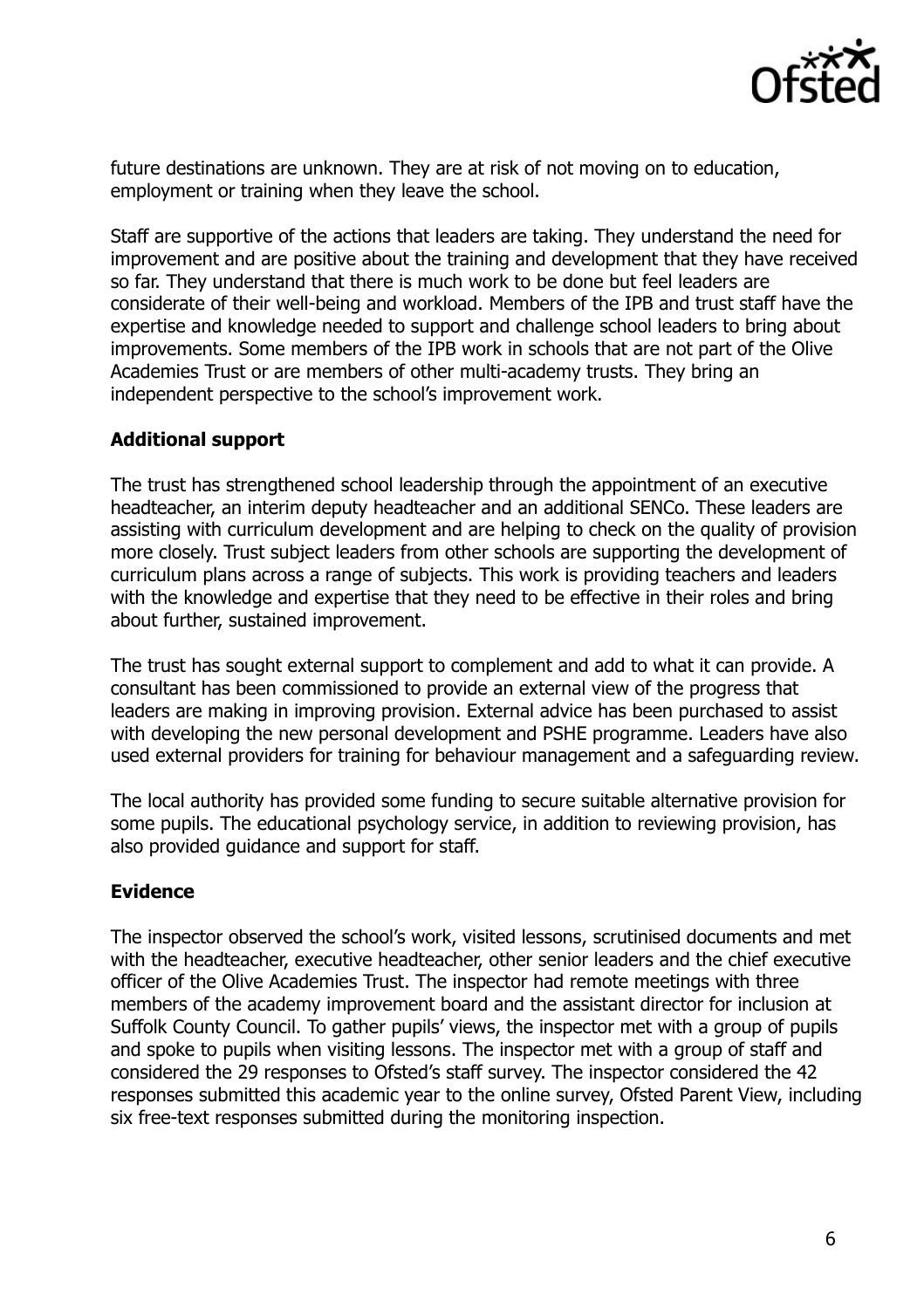future destinations are unknown. They are at risk of not moving on to education, employment or training when they leave the school.

Staff are supportive of the actions that leaders are taking. They understand the need for improvement and are positive about the training and development that they have received so far. They understand that there is much work to be done but feel leaders are considerate of their well-being and workload. Members of the IPB and trust staff have the expertise and knowledge needed to support and challenge school leaders to bring about improvements. Some members of the IPB work in schools that are not part of the Olive Academies Trust or are members of other multi-academy trusts. They bring an independent perspective to the school's improvement work.

## Additional support

The trust has strengthened school leadership through the appointment of an executive headteacher, an interim deputy headteacher and an additional SENCo. These leaders are assisting with curriculum development and are helping to check on the quality of provision more closely. Trust subject leaders from other schools are supporting the development of curriculum plans across a range of subjects. This work is providing teachers and leaders with the knowledge and expertise that they need to be effective in their roles and bring about further, sustained improvement.

The trust has sought external support to complement and add to what it can provide. A consultant has been commissioned to provide an external view of the progress that leaders are making in improving provision. External advice has been purchased to assist with developing the new personal development and PSHE programme. Leaders have also used external providers for training for behaviour management and a safeguarding review.

The local authority has provided some funding to secure suitable alternative provision for some pupils. The educational psychology service, in addition to reviewing provision, has also provided guidance and support for staff.

## Evidence

The inspector observed the school's work, visited lessons, scrutinised documents and met with the headteacher, executive headteacher, other senior leaders and the chief executive officer of the Olive Academies Trust. The inspector had remote meetings with three members of the academy improvement board and the assistant director for inclusion at Suffolk County Council. To gather pupils' views, the inspector met with a group of pupils and spoke to pupils when visiting lessons. The inspector met with a group of staff and considered the 29 responses to Ofsted's staff survey. The inspector considered the 42 responses submitted this academic year to the online survey, Ofsted Parent View, including six free-text responses submitted during the monitoring inspection.